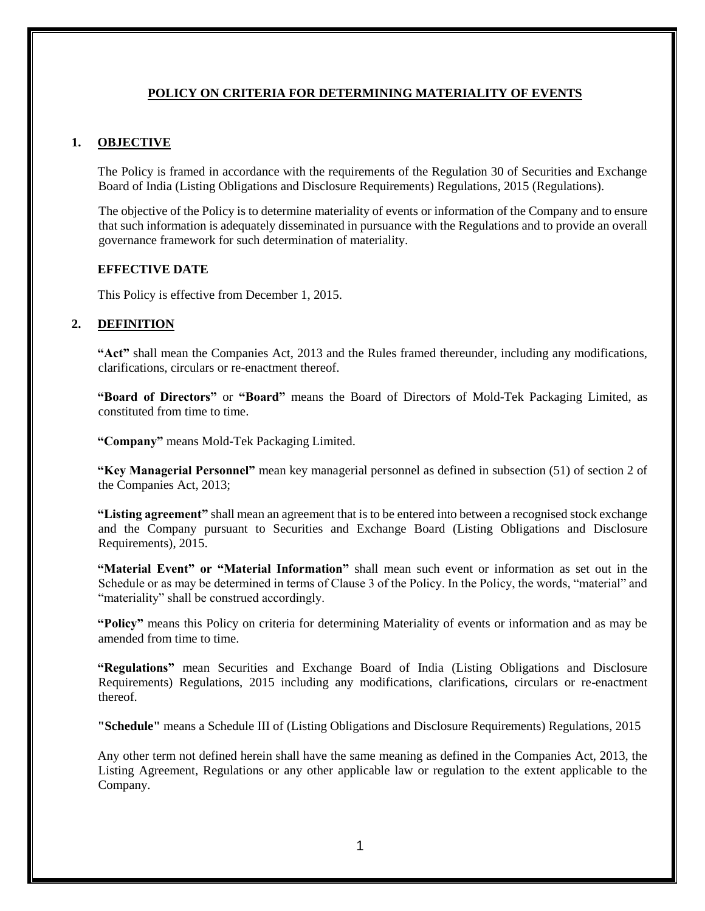# POLICY ON CRITERIA FOR DETERMINING MATERIALITY OF EVENTS

## 1. OBJECTIVE

The Policy is framed in accordance with the requirements of the Regulation 30 of Securities and Exchange Board of India (Listing Obligations and Disclosure Requirements) Regulations, 2015 (Regulations).

The objective of the Policy is to determine materiality of events or information of the Company and to ensure that such information is adequately disseminated in pursuance with the Regulations and to provide an overall governance framework for such determination of materiality.

### EFFECTIVE DATE

This Policy is effective from December 1, 2015.

## 2. DEFINITION

**"Act"** shall mean the Companies Act, 2013 and the Rules framed thereunder, including any modifications, clarifications, circulars or re-enactment thereof.

**"Board of Directors"** or **"Board"** means the Board of Directors of Mold-Tek Packaging Limited, as constituted from time to time.

**"Company"** means Mold-Tek Packaging Limited.

**"Key Managerial Personnel"** mean key managerial personnel as defined in subsection (51) of section 2 of the Companies Act, 2013;

**"Listing agreement"** shall mean an agreement that is to be entered into between a recognised stock exchange and the Company pursuant to Securities and Exchange Board (Listing Obligations and Disclosure Requirements), 2015.

**"Material Event" or "Material Information"** shall mean such event or information as set out in the Schedule or as may be determined in terms of Clause 3 of the Policy. In the Policy, the words, "material" and "materiality" shall be construed accordingly.

**"Policy"** means this Policy on criteria for determining Materiality of events or information and as may be amended from time to time.

**"Regulations"** mean Securities and Exchange Board of India (Listing Obligations and Disclosure Requirements) Regulations, 2015 including any modifications, clarifications, circulars or re-enactment thereof.

**"Schedule"** means a Schedule III of (Listing Obligations and Disclosure Requirements) Regulations, 2015

Any other term not defined herein shall have the same meaning as defined in the Companies Act, 2013, the Listing Agreement, Regulations or any other applicable law or regulation to the extent applicable to the Company.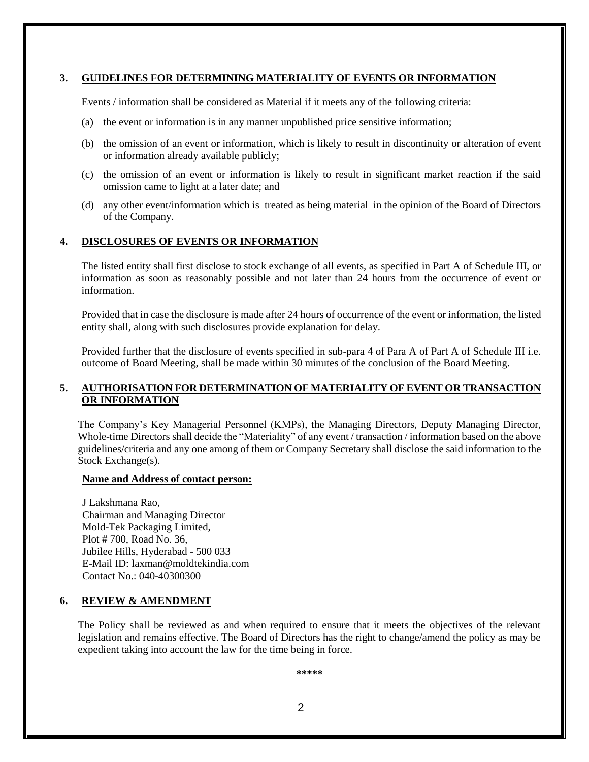## 3. GUIDELINES FOR DETERMINING MATERIALITY OF EVENTS OR INFORMATION

Events / information shall be considered as Material if it meets any of the following criteria:

(a) the event or information is in any manner unpublished price sensitive information;

(b) the omission of an event or information, which is likely to result in discontinuity or alteration of event or information already available publicly;

(c) the omission of an event or information is likely to result in significant market reaction if the said omission came to light at a later date; and

(d) any other event/information which is treated as being material in the opinion of the Board of Directors of the Company.

## 4. DISCLOSURES OF EVENTS OR INFORMATION

The listed entity shall first disclose to stock exchange of all events, as specified in Part A of Schedule III, or information as soon as reasonably possible and not later than 24 hours from the occurrence of event or information.

Provided that in case the disclosure is made after 24 hours of occurrence of the event or information, the listed entity shall, along with such disclosures provide explanation for delay.

Provided further that the disclosure of events specified in sub-para 4 of Para A of Part A of Schedule III i.e. outcome of Board Meeting, shall be made within 30 minutes of the conclusion of the Board Meeting.

## 5. AUTHORISATION FOR DETERMINATION OF MATERIALITY OF EVENT OR TRANSACTION OR INFORMATION

The Company's Key Managerial Personnel (KMPs), the Managing Directors, Deputy Managing Director, Whole-time Directors shall decide the "Materiality" of any event / transaction / information based on the above guidelines/criteria and any one among of them or Company Secretary shall disclose the said information to the Stock Exchange(s).

**Name and Address of contact person:**

J Lakshmana Rao,
Chairman and Managing Director
Mold-Tek Packaging Limited,
Plot # 700, Road No. 36,
Jubilee Hills, Hyderabad - 500 033
E-Mail ID: laxman@moldtekindia.com
Contact No.: 040-40300300

## 6. REVIEW & AMENDMENT

The Policy shall be reviewed as and when required to ensure that it meets the objectives of the relevant legislation and remains effective. The Board of Directors has the right to change/amend the policy as may be expedient taking into account the law for the time being in force.

*****